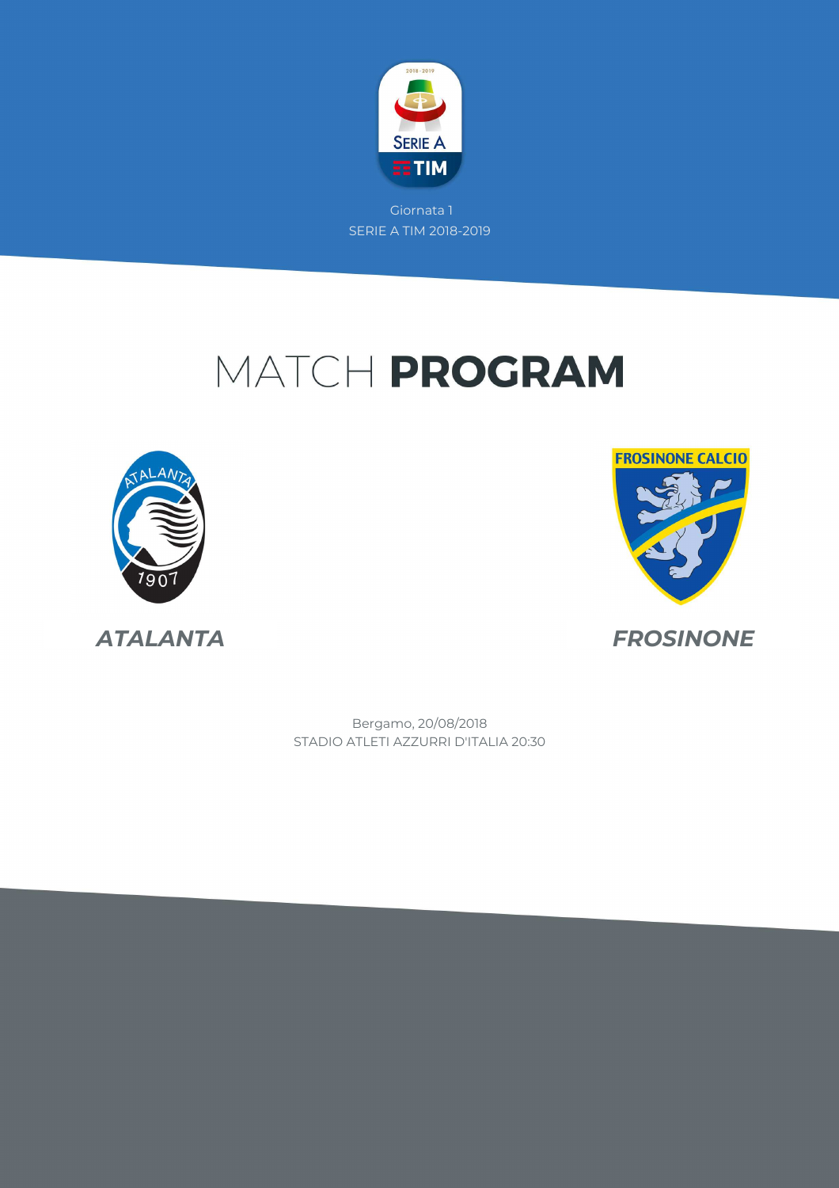Giornata 1

SERIE A TIM 2018-2019

# MATCH **PROGRAM**

**ATALANTA**

**FROSINONE**

Bergamo, 20/08/2018

STADIO ATLETI AZZURRI D'ITALIA 20:30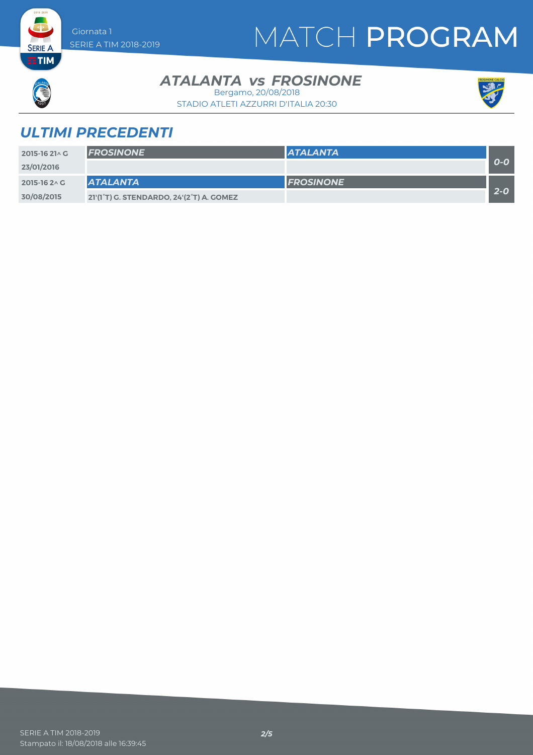# MATCH PROGRAM

Giornata 1
SERIE A TIM 2018-2019

## ATALANTA vs FROSINONE

Bergamo, 20/08/2018
STADIO ATLETI AZZURRI D'ITALIA 20:30

## ULTIMI PRECEDENTI

| | | | |
|---|---|---|---|
| 2015-16 21^ G | **FROSINONE** | **ATALANTA** | 0-0 |
| 23/01/2016 | | | |
| 2015-16 2^ G | **ATALANTA** | **FROSINONE** | 2-0 |
| 30/08/2015 | 21'(1°T) G. STENDARDO, 24'(2°T) A. GOMEZ | | |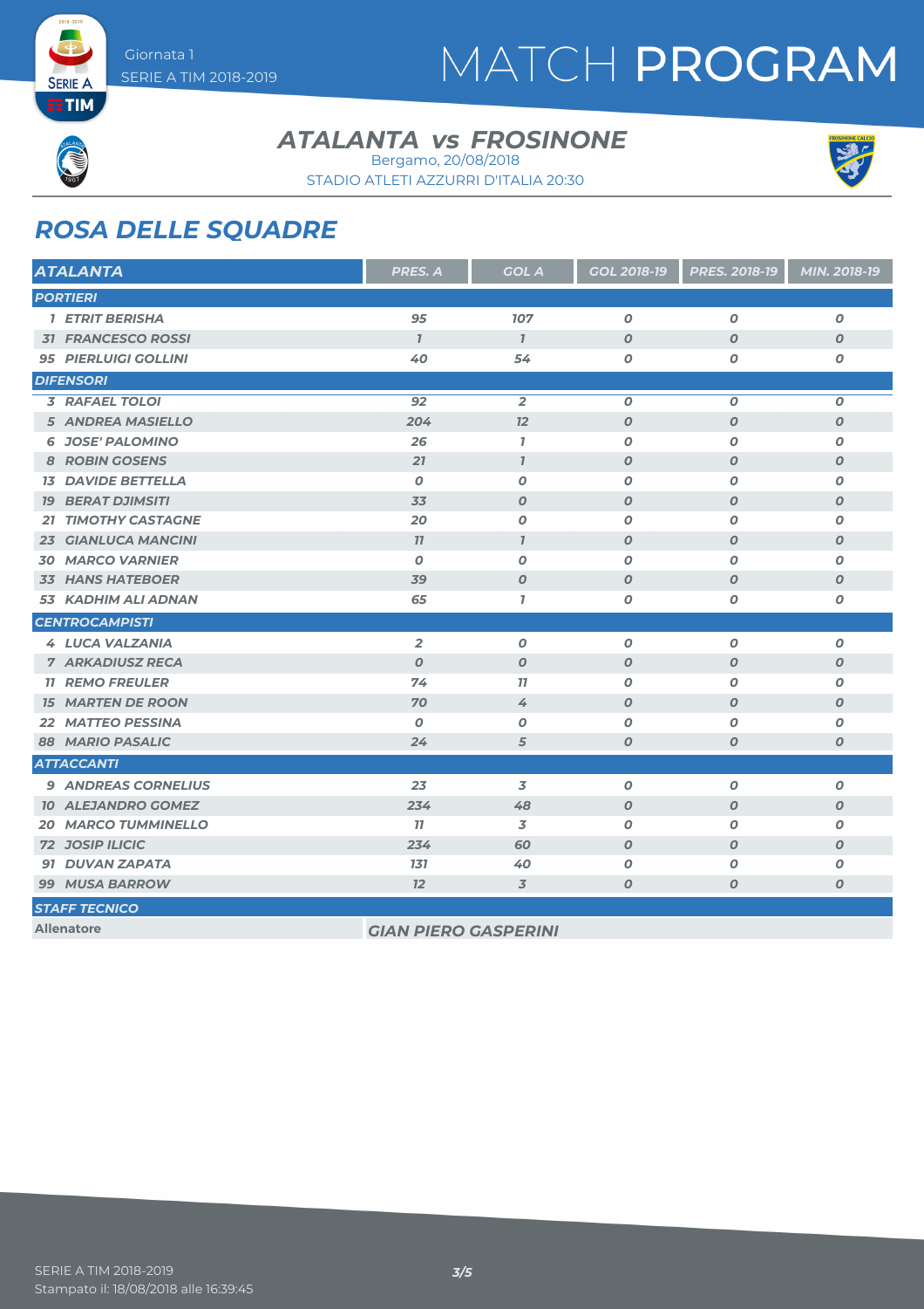# MATCH PROGRAM

Giornata 1
SERIE A TIM 2018-2019

## ATALANTA vs FROSINONE

Bergamo, 20/08/2018
STADIO ATLETI AZZURRI D'ITALIA 20:30

## ROSA DELLE SQUADRE

| ATALANTA | PRES. A | GOL A | GOL 2018-19 | PRES. 2018-19 | MIN. 2018-19 |
|---|---|---|---|---|---|
| **PORTIERI** | | | | | |
| 1 ETRIT BERISHA | 95 | 107 | 0 | 0 | 0 |
| 31 FRANCESCO ROSSI | 1 | 1 | 0 | 0 | 0 |
| 95 PIERLUIGI GOLLINI | 40 | 54 | 0 | 0 | 0 |
| **DIFENSORI** | | | | | |
| 3 RAFAEL TOLOI | 92 | 2 | 0 | 0 | 0 |
| 5 ANDREA MASIELLO | 204 | 12 | 0 | 0 | 0 |
| 6 JOSE' PALOMINO | 26 | 1 | 0 | 0 | 0 |
| 8 ROBIN GOSENS | 21 | 1 | 0 | 0 | 0 |
| 13 DAVIDE BETTELLA | 0 | 0 | 0 | 0 | 0 |
| 19 BERAT DJIMSITI | 33 | 0 | 0 | 0 | 0 |
| 21 TIMOTHY CASTAGNE | 20 | 0 | 0 | 0 | 0 |
| 23 GIANLUCA MANCINI | 11 | 1 | 0 | 0 | 0 |
| 30 MARCO VARNIER | 0 | 0 | 0 | 0 | 0 |
| 33 HANS HATEBOER | 39 | 0 | 0 | 0 | 0 |
| 53 KADHIM ALI ADNAN | 65 | 1 | 0 | 0 | 0 |
| **CENTROCAMPISTI** | | | | | |
| 4 LUCA VALZANIA | 2 | 0 | 0 | 0 | 0 |
| 7 ARKADIUSZ RECA | 0 | 0 | 0 | 0 | 0 |
| 11 REMO FREULER | 74 | 11 | 0 | 0 | 0 |
| 15 MARTEN DE ROON | 70 | 4 | 0 | 0 | 0 |
| 22 MATTEO PESSINA | 0 | 0 | 0 | 0 | 0 |
| 88 MARIO PASALIC | 24 | 5 | 0 | 0 | 0 |
| **ATTACCANTI** | | | | | |
| 9 ANDREAS CORNELIUS | 23 | 3 | 0 | 0 | 0 |
| 10 ALEJANDRO GOMEZ | 234 | 48 | 0 | 0 | 0 |
| 20 MARCO TUMMINELLO | 11 | 3 | 0 | 0 | 0 |
| 72 JOSIP ILICIC | 234 | 60 | 0 | 0 | 0 |
| 91 DUVAN ZAPATA | 131 | 40 | 0 | 0 | 0 |
| 99 MUSA BARROW | 12 | 3 | 0 | 0 | 0 |
| **STAFF TECNICO** | | | | | |
| Allenatore | GIAN PIERO GASPERINI | | | | |

SERIE A TIM 2018-2019
Stampato il: 18/08/2018 alle 16:39:45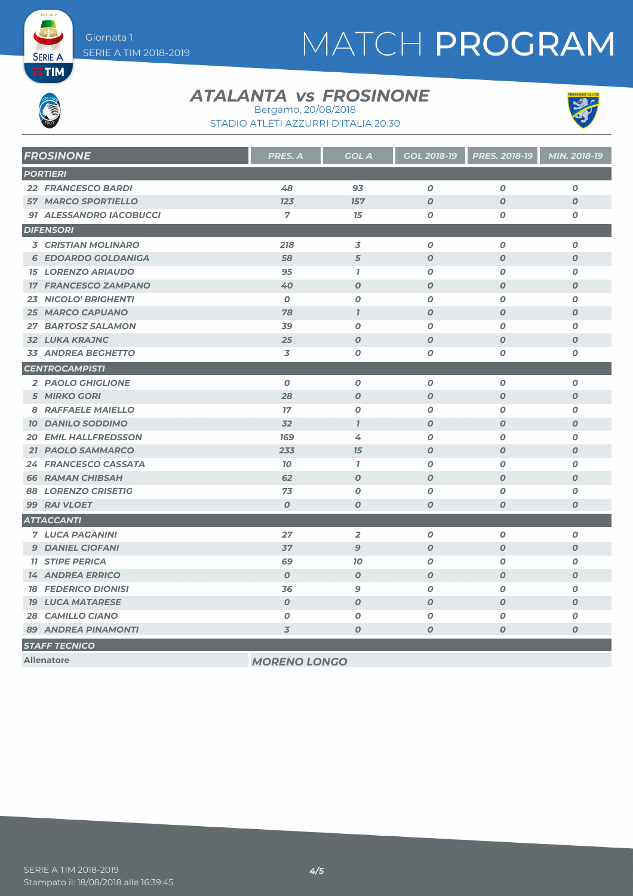Giornata 1
SERIE A TIM 2018-2019

# MATCH PROGRAM

## ATALANTA vs FROSINONE

Bergamo, 20/08/2018

STADIO ATLETI AZZURRI D'ITALIA 20:30

| FROSINONE | PRES. A | GOL A | GOL 2018-19 | PRES. 2018-19 | MIN. 2018-19 |
|---|---|---|---|---|---|
| **PORTIERI** | | | | | |
| 22 FRANCESCO BARDI | 48 | 93 | 0 | 0 | 0 |
| 57 MARCO SPORTIELLO | 123 | 157 | 0 | 0 | 0 |
| 91 ALESSANDRO IACOBUCCI | 7 | 15 | 0 | 0 | 0 |
| **DIFENSORI** | | | | | |
| 3 CRISTIAN MOLINARO | 218 | 3 | 0 | 0 | 0 |
| 6 EDOARDO GOLDANIGA | 58 | 5 | 0 | 0 | 0 |
| 15 LORENZO ARIAUDO | 95 | 1 | 0 | 0 | 0 |
| 17 FRANCESCO ZAMPANO | 40 | 0 | 0 | 0 | 0 |
| 23 NICOLO' BRIGHENTI | 0 | 0 | 0 | 0 | 0 |
| 25 MARCO CAPUANO | 78 | 1 | 0 | 0 | 0 |
| 27 BARTOSZ SALAMON | 39 | 0 | 0 | 0 | 0 |
| 32 LUKA KRAJNC | 25 | 0 | 0 | 0 | 0 |
| 33 ANDREA BEGHETTO | 3 | 0 | 0 | 0 | 0 |
| **CENTROCAMPISTI** | | | | | |
| 2 PAOLO GHIGLIONE | 0 | 0 | 0 | 0 | 0 |
| 5 MIRKO GORI | 28 | 0 | 0 | 0 | 0 |
| 8 RAFFAELE MAIELLO | 17 | 0 | 0 | 0 | 0 |
| 10 DANILO SODDIMO | 32 | 1 | 0 | 0 | 0 |
| 20 EMIL HALLFREDSSON | 169 | 4 | 0 | 0 | 0 |
| 21 PAOLO SAMMARCO | 233 | 15 | 0 | 0 | 0 |
| 24 FRANCESCO CASSATA | 10 | 1 | 0 | 0 | 0 |
| 66 RAMAN CHIBSAH | 62 | 0 | 0 | 0 | 0 |
| 88 LORENZO CRISETIG | 73 | 0 | 0 | 0 | 0 |
| 99 RAI VLOET | 0 | 0 | 0 | 0 | 0 |
| **ATTACCANTI** | | | | | |
| 7 LUCA PAGANINI | 27 | 2 | 0 | 0 | 0 |
| 9 DANIEL CIOFANI | 37 | 9 | 0 | 0 | 0 |
| 11 STIPE PERICA | 69 | 10 | 0 | 0 | 0 |
| 14 ANDREA ERRICO | 0 | 0 | 0 | 0 | 0 |
| 18 FEDERICO DIONISI | 36 | 9 | 0 | 0 | 0 |
| 19 LUCA MATARESE | 0 | 0 | 0 | 0 | 0 |
| 28 CAMILLO CIANO | 0 | 0 | 0 | 0 | 0 |
| 89 ANDREA PINAMONTI | 3 | 0 | 0 | 0 | 0 |
| **STAFF TECNICO** | | | | | |
| Allenatore | MORENO LONGO | | | | |

SERIE A TIM 2018-2019
Stampato il: 18/08/2018 alle 16:39:45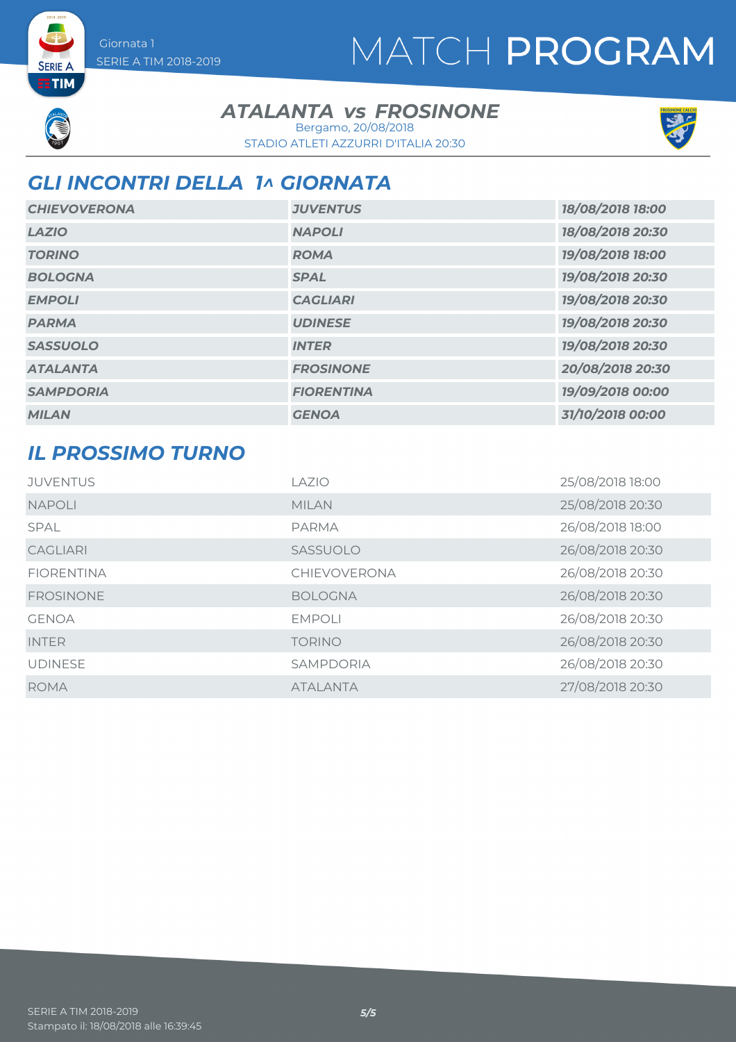Giornata 1
SERIE A TIM 2018-2019

# MATCH PROGRAM

## *ATALANTA vs FROSINONE*

Bergamo, 20/08/2018
STADIO ATLETI AZZURRI D'ITALIA 20:30

## *GLI INCONTRI DELLA 1^ GIORNATA*

| | | |
|---|---|---|
| ***CHIEVOVERONA*** | ***JUVENTUS*** | ***18/08/2018 18:00*** |
| ***LAZIO*** | ***NAPOLI*** | ***18/08/2018 20:30*** |
| ***TORINO*** | ***ROMA*** | ***19/08/2018 18:00*** |
| ***BOLOGNA*** | ***SPAL*** | ***19/08/2018 20:30*** |
| ***EMPOLI*** | ***CAGLIARI*** | ***19/08/2018 20:30*** |
| ***PARMA*** | ***UDINESE*** | ***19/08/2018 20:30*** |
| ***SASSUOLO*** | ***INTER*** | ***19/08/2018 20:30*** |
| ***ATALANTA*** | ***FROSINONE*** | ***20/08/2018 20:30*** |
| ***SAMPDORIA*** | ***FIORENTINA*** | ***19/09/2018 00:00*** |
| ***MILAN*** | ***GENOA*** | ***31/10/2018 00:00*** |

## *IL PROSSIMO TURNO*

| | | |
|---|---|---|
| JUVENTUS | LAZIO | 25/08/2018 18:00 |
| NAPOLI | MILAN | 25/08/2018 20:30 |
| SPAL | PARMA | 26/08/2018 18:00 |
| CAGLIARI | SASSUOLO | 26/08/2018 20:30 |
| FIORENTINA | CHIEVOVERONA | 26/08/2018 20:30 |
| FROSINONE | BOLOGNA | 26/08/2018 20:30 |
| GENOA | EMPOLI | 26/08/2018 20:30 |
| INTER | TORINO | 26/08/2018 20:30 |
| UDINESE | SAMPDORIA | 26/08/2018 20:30 |
| ROMA | ATALANTA | 27/08/2018 20:30 |

SERIE A TIM 2018-2019
Stampato il: 18/08/2018 alle 16:39:45